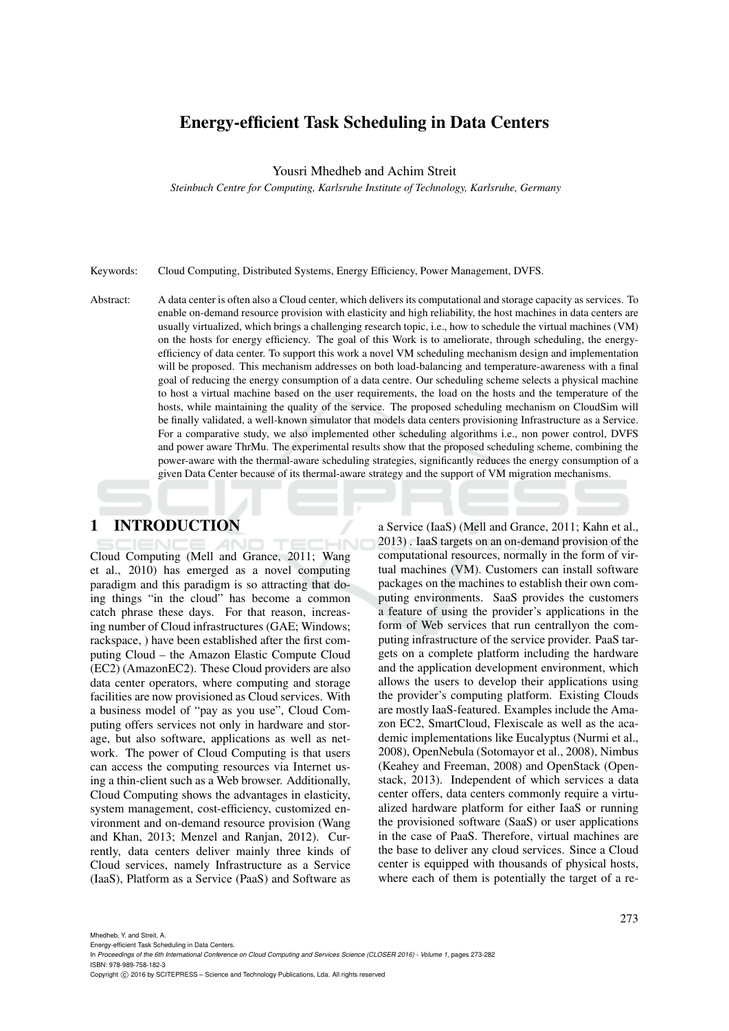# Energy-efficient Task Scheduling in Data Centers

Yousri Mhedheb and Achim Streit

*Steinbuch Centre for Computing, Karlsruhe Institute of Technology, Karlsruhe, Germany*

Keywords: Cloud Computing, Distributed Systems, Energy Efficiency, Power Management, DVFS.

Abstract: A data center is often also a Cloud center, which delivers its computational and storage capacity as services. To enable on-demand resource provision with elasticity and high reliability, the host machines in data centers are usually virtualized, which brings a challenging research topic, i.e., how to schedule the virtual machines (VM) on the hosts for energy efficiency. The goal of this Work is to ameliorate, through scheduling, the energy-efficiency of data center. To support this work a novel VM scheduling mechanism design and implementation will be proposed. This mechanism addresses on both load-balancing and temperature-awareness with a final goal of reducing the energy consumption of a data centre. Our scheduling scheme selects a physical machine to host a virtual machine based on the user requirements, the load on the hosts and the temperature of the hosts, while maintaining the quality of the service. The proposed scheduling mechanism on CloudSim will be finally validated, a well-known simulator that models data centers provisioning Infrastructure as a Service. For a comparative study, we also implemented other scheduling algorithms i.e., non power control, DVFS and power aware ThrMu. The experimental results show that the proposed scheduling scheme, combining the power-aware with the thermal-aware scheduling strategies, significantly reduces the energy consumption of a given Data Center because of its thermal-aware strategy and the support of VM migration mechanisms.

## 1 INTRODUCTION

Cloud Computing (Mell and Grance, 2011; Wang et al., 2010) has emerged as a novel computing paradigm and this paradigm is so attracting that doing things "in the cloud" has become a common catch phrase these days. For that reason, increasing number of Cloud infrastructures (GAE; Windows; rackspace, ) have been established after the first computing Cloud – the Amazon Elastic Compute Cloud (EC2) (AmazonEC2). These Cloud providers are also data center operators, where computing and storage facilities are now provisioned as Cloud services. With a business model of "pay as you use", Cloud Computing offers services not only in hardware and storage, but also software, applications as well as network. The power of Cloud Computing is that users can access the computing resources via Internet using a thin-client such as a Web browser. Additionally, Cloud Computing shows the advantages in elasticity, system management, cost-efficiency, customized environment and on-demand resource provision (Wang and Khan, 2013; Menzel and Ranjan, 2012). Currently, data centers deliver mainly three kinds of Cloud services, namely Infrastructure as a Service (IaaS), Platform as a Service (PaaS) and Software as a Service (IaaS) (Mell and Grance, 2011; Kahn et al., 2013) . IaaS targets on an on-demand provision of the computational resources, normally in the form of virtual machines (VM). Customers can install software packages on the machines to establish their own computing environments. SaaS provides the customers a feature of using the provider's applications in the form of Web services that run centrallyon the computing infrastructure of the service provider. PaaS targets on a complete platform including the hardware and the application development environment, which allows the users to develop their applications using the provider's computing platform. Existing Clouds are mostly IaaS-featured. Examples include the Amazon EC2, SmartCloud, Flexiscale as well as the academic implementations like Eucalyptus (Nurmi et al., 2008), OpenNebula (Sotomayor et al., 2008), Nimbus (Keahey and Freeman, 2008) and OpenStack (Openstack, 2013). Independent of which services a data center offers, data centers commonly require a virtualized hardware platform for either IaaS or running the provisioned software (SaaS) or user applications in the case of PaaS. Therefore, virtual machines are the base to deliver any cloud services. Since a Cloud center is equipped with thousands of physical hosts, where each of them is potentially the target of a re-

Mhedheb, Y. and Streit, A.
Energy-efficient Task Scheduling in Data Centers.
In *Proceedings of the 6th International Conference on Cloud Computing and Services Science (CLOSER 2016) - Volume 1*, pages 273-282
ISBN: 978-989-758-182-3
Copyright © 2016 by SCITEPRESS – Science and Technology Publications, Lda. All rights reserved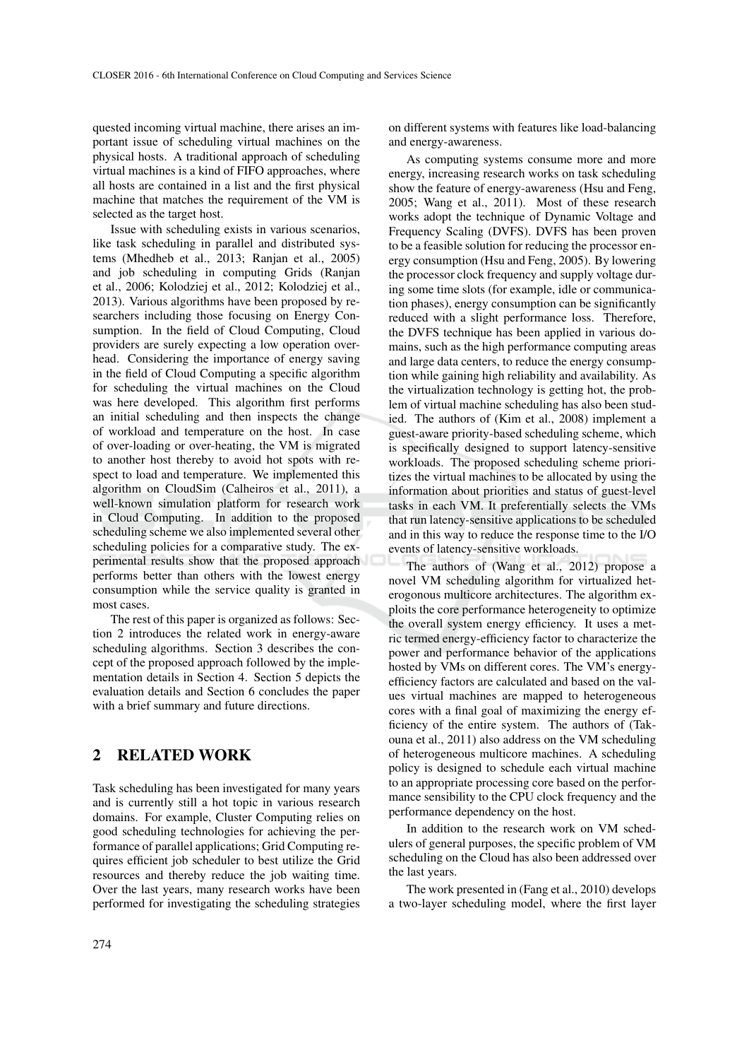quested incoming virtual machine, there arises an important issue of scheduling virtual machines on the physical hosts. A traditional approach of scheduling virtual machines is a kind of FIFO approaches, where all hosts are contained in a list and the first physical machine that matches the requirement of the VM is selected as the target host.

Issue with scheduling exists in various scenarios, like task scheduling in parallel and distributed systems (Mhedheb et al., 2013; Ranjan et al., 2005) and job scheduling in computing Grids (Ranjan et al., 2006; Kolodziej et al., 2012; Kolodziej et al., 2013). Various algorithms have been proposed by researchers including those focusing on Energy Consumption. In the field of Cloud Computing, Cloud providers are surely expecting a low operation overhead. Considering the importance of energy saving in the field of Cloud Computing a specific algorithm for scheduling the virtual machines on the Cloud was here developed. This algorithm first performs an initial scheduling and then inspects the change of workload and temperature on the host. In case of over-loading or over-heating, the VM is migrated to another host thereby to avoid hot spots with respect to load and temperature. We implemented this algorithm on CloudSim (Calheiros et al., 2011), a well-known simulation platform for research work in Cloud Computing. In addition to the proposed scheduling scheme we also implemented several other scheduling policies for a comparative study. The experimental results show that the proposed approach performs better than others with the lowest energy consumption while the service quality is granted in most cases.

The rest of this paper is organized as follows: Section 2 introduces the related work in energy-aware scheduling algorithms. Section 3 describes the concept of the proposed approach followed by the implementation details in Section 4. Section 5 depicts the evaluation details and Section 6 concludes the paper with a brief summary and future directions.

## 2 RELATED WORK

Task scheduling has been investigated for many years and is currently still a hot topic in various research domains. For example, Cluster Computing relies on good scheduling technologies for achieving the performance of parallel applications; Grid Computing requires efficient job scheduler to best utilize the Grid resources and thereby reduce the job waiting time. Over the last years, many research works have been performed for investigating the scheduling strategies on different systems with features like load-balancing and energy-awareness.

As computing systems consume more and more energy, increasing research works on task scheduling show the feature of energy-awareness (Hsu and Feng, 2005; Wang et al., 2011). Most of these research works adopt the technique of Dynamic Voltage and Frequency Scaling (DVFS). DVFS has been proven to be a feasible solution for reducing the processor energy consumption (Hsu and Feng, 2005). By lowering the processor clock frequency and supply voltage during some time slots (for example, idle or communication phases), energy consumption can be significantly reduced with a slight performance loss. Therefore, the DVFS technique has been applied in various domains, such as the high performance computing areas and large data centers, to reduce the energy consumption while gaining high reliability and availability. As the virtualization technology is getting hot, the problem of virtual machine scheduling has also been studied. The authors of (Kim et al., 2008) implement a guest-aware priority-based scheduling scheme, which is specifically designed to support latency-sensitive workloads. The proposed scheduling scheme prioritizes the virtual machines to be allocated by using the information about priorities and status of guest-level tasks in each VM. It preferentially selects the VMs that run latency-sensitive applications to be scheduled and in this way to reduce the response time to the I/O events of latency-sensitive workloads.

The authors of (Wang et al., 2012) propose a novel VM scheduling algorithm for virtualized heterogonous multicore architectures. The algorithm exploits the core performance heterogeneity to optimize the overall system energy efficiency. It uses a metric termed energy-efficiency factor to characterize the power and performance behavior of the applications hosted by VMs on different cores. The VM's energy-efficiency factors are calculated and based on the values virtual machines are mapped to heterogeneous cores with a final goal of maximizing the energy efficiency of the entire system. The authors of (Takouna et al., 2011) also address on the VM scheduling of heterogeneous multicore machines. A scheduling policy is designed to schedule each virtual machine to an appropriate processing core based on the performance sensibility to the CPU clock frequency and the performance dependency on the host.

In addition to the research work on VM schedulers of general purposes, the specific problem of VM scheduling on the Cloud has also been addressed over the last years.

The work presented in (Fang et al., 2010) develops a two-layer scheduling model, where the first layer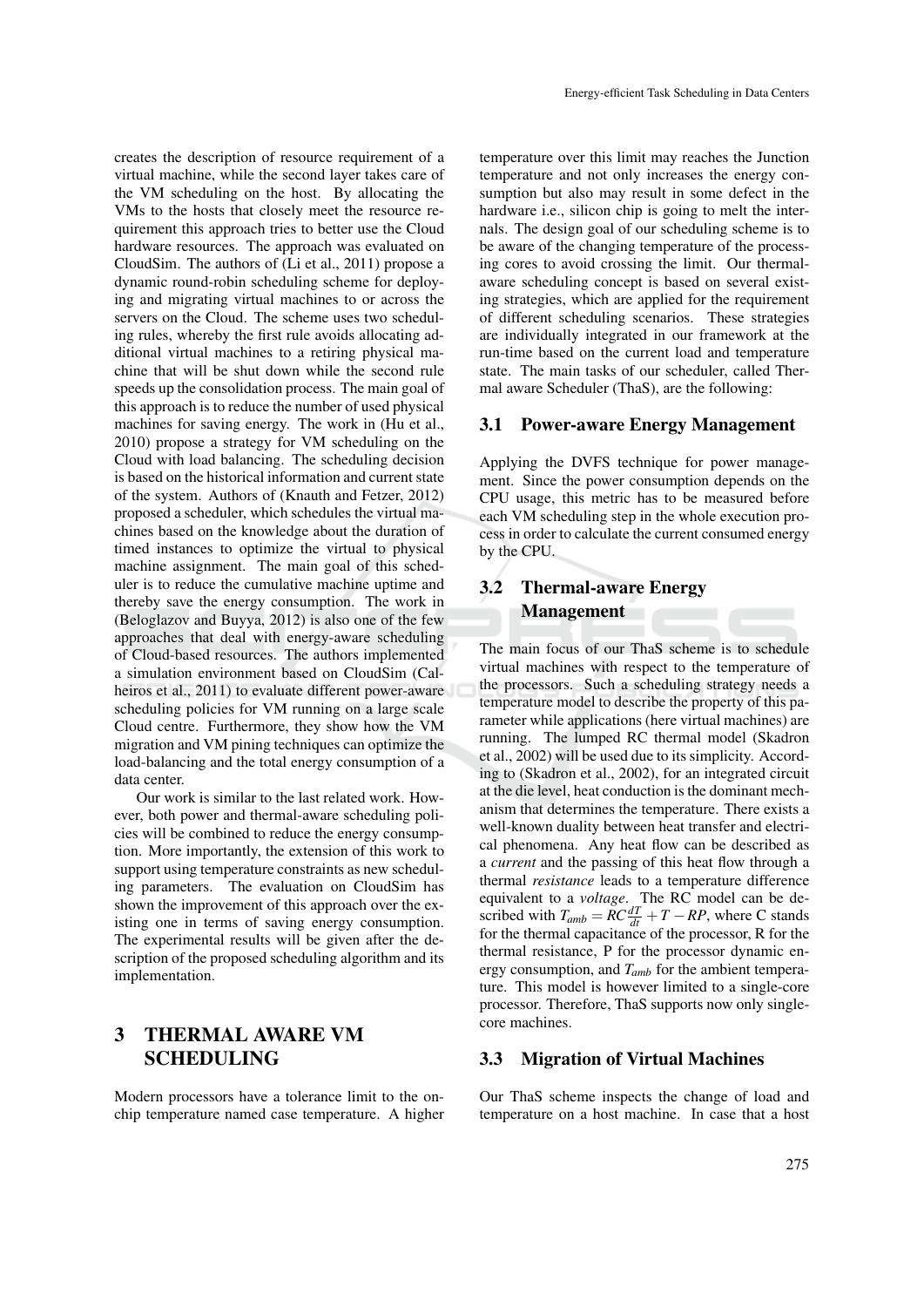creates the description of resource requirement of a virtual machine, while the second layer takes care of the VM scheduling on the host. By allocating the VMs to the hosts that closely meet the resource requirement this approach tries to better use the Cloud hardware resources. The approach was evaluated on CloudSim. The authors of (Li et al., 2011) propose a dynamic round-robin scheduling scheme for deploying and migrating virtual machines to or across the servers on the Cloud. The scheme uses two scheduling rules, whereby the first rule avoids allocating additional virtual machines to a retiring physical machine that will be shut down while the second rule speeds up the consolidation process. The main goal of this approach is to reduce the number of used physical machines for saving energy. The work in (Hu et al., 2010) propose a strategy for VM scheduling on the Cloud with load balancing. The scheduling decision is based on the historical information and current state of the system. Authors of (Knauth and Fetzer, 2012) proposed a scheduler, which schedules the virtual machines based on the knowledge about the duration of timed instances to optimize the virtual to physical machine assignment. The main goal of this scheduler is to reduce the cumulative machine uptime and thereby save the energy consumption. The work in (Beloglazov and Buyya, 2012) is also one of the few approaches that deal with energy-aware scheduling of Cloud-based resources. The authors implemented a simulation environment based on CloudSim (Calheiros et al., 2011) to evaluate different power-aware scheduling policies for VM running on a large scale Cloud centre. Furthermore, they show how the VM migration and VM pining techniques can optimize the load-balancing and the total energy consumption of a data center.

Our work is similar to the last related work. However, both power and thermal-aware scheduling policies will be combined to reduce the energy consumption. More importantly, the extension of this work to support using temperature constraints as new scheduling parameters. The evaluation on CloudSim has shown the improvement of this approach over the existing one in terms of saving energy consumption. The experimental results will be given after the description of the proposed scheduling algorithm and its implementation.

# 3 THERMAL AWARE VM SCHEDULING

Modern processors have a tolerance limit to the on-chip temperature named case temperature. A higher temperature over this limit may reaches the Junction temperature and not only increases the energy consumption but also may result in some defect in the hardware i.e., silicon chip is going to melt the internals. The design goal of our scheduling scheme is to be aware of the changing temperature of the processing cores to avoid crossing the limit. Our thermal-aware scheduling concept is based on several existing strategies, which are applied for the requirement of different scheduling scenarios. These strategies are individually integrated in our framework at the run-time based on the current load and temperature state. The main tasks of our scheduler, called Thermal aware Scheduler (ThaS), are the following:

## 3.1 Power-aware Energy Management

Applying the DVFS technique for power management. Since the power consumption depends on the CPU usage, this metric has to be measured before each VM scheduling step in the whole execution process in order to calculate the current consumed energy by the CPU.

## 3.2 Thermal-aware Energy Management

The main focus of our ThaS scheme is to schedule virtual machines with respect to the temperature of the processors. Such a scheduling strategy needs a temperature model to describe the property of this parameter while applications (here virtual machines) are running. The lumped RC thermal model (Skadron et al., 2002) will be used due to its simplicity. According to (Skadron et al., 2002), for an integrated circuit at the die level, heat conduction is the dominant mechanism that determines the temperature. There exists a well-known duality between heat transfer and electrical phenomena. Any heat flow can be described as a *current* and the passing of this heat flow through a thermal *resistance* leads to a temperature difference equivalent to a *voltage*. The RC model can be described with $T_{amb} = RC\frac{dT}{dt} + T - RP$, where C stands for the thermal capacitance of the processor, R for the thermal resistance, P for the processor dynamic energy consumption, and $T_{amb}$ for the ambient temperature. This model is however limited to a single-core processor. Therefore, ThaS supports now only single-core machines.

## 3.3 Migration of Virtual Machines

Our ThaS scheme inspects the change of load and temperature on a host machine. In case that a host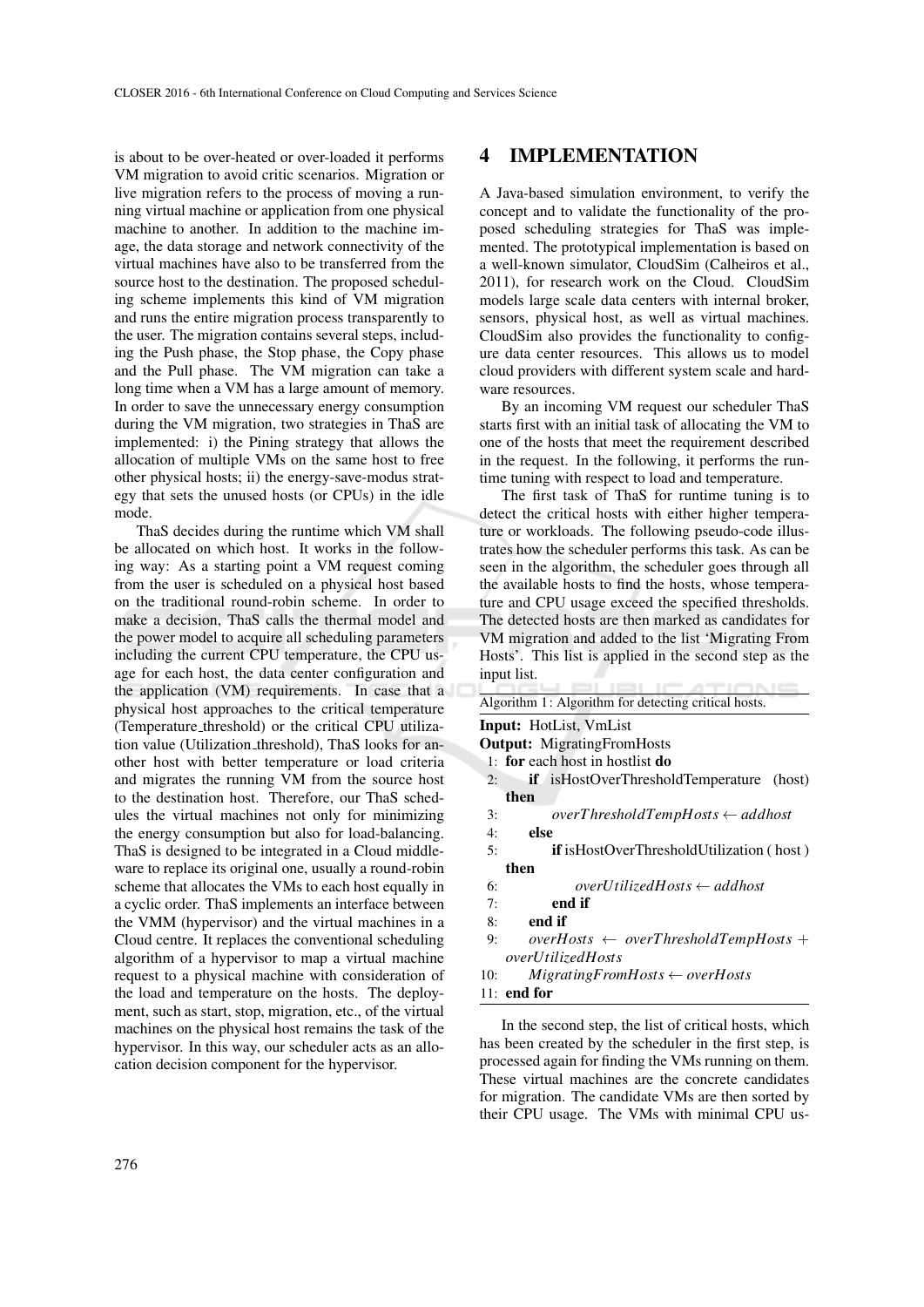is about to be over-heated or over-loaded it performs VM migration to avoid critic scenarios. Migration or live migration refers to the process of moving a running virtual machine or application from one physical machine to another. In addition to the machine image, the data storage and network connectivity of the virtual machines have also to be transferred from the source host to the destination. The proposed scheduling scheme implements this kind of VM migration and runs the entire migration process transparently to the user. The migration contains several steps, including the Push phase, the Stop phase, the Copy phase and the Pull phase. The VM migration can take a long time when a VM has a large amount of memory. In order to save the unnecessary energy consumption during the VM migration, two strategies in ThaS are implemented: i) the Pining strategy that allows the allocation of multiple VMs on the same host to free other physical hosts; ii) the energy-save-modus strategy that sets the unused hosts (or CPUs) in the idle mode.

ThaS decides during the runtime which VM shall be allocated on which host. It works in the following way: As a starting point a VM request coming from the user is scheduled on a physical host based on the traditional round-robin scheme. In order to make a decision, ThaS calls the thermal model and the power model to acquire all scheduling parameters including the current CPU temperature, the CPU usage for each host, the data center configuration and the application (VM) requirements. In case that a physical host approaches to the critical temperature (Temperature_threshold) or the critical CPU utilization value (Utilization_threshold), ThaS looks for another host with better temperature or load criteria and migrates the running VM from the source host to the destination host. Therefore, our ThaS schedules the virtual machines not only for minimizing the energy consumption but also for load-balancing. ThaS is designed to be integrated in a Cloud middleware to replace its original one, usually a round-robin scheme that allocates the VMs to each host equally in a cyclic order. ThaS implements an interface between the VMM (hypervisor) and the virtual machines in a Cloud centre. It replaces the conventional scheduling algorithm of a hypervisor to map a virtual machine request to a physical machine with consideration of the load and temperature on the hosts. The deployment, such as start, stop, migration, etc., of the virtual machines on the physical host remains the task of the hypervisor. In this way, our scheduler acts as an allocation decision component for the hypervisor.

# 4 IMPLEMENTATION

A Java-based simulation environment, to verify the concept and to validate the functionality of the proposed scheduling strategies for ThaS was implemented. The prototypical implementation is based on a well-known simulator, CloudSim (Calheiros et al., 2011), for research work on the Cloud. CloudSim models large scale data centers with internal broker, sensors, physical host, as well as virtual machines. CloudSim also provides the functionality to configure data center resources. This allows us to model cloud providers with different system scale and hardware resources.

By an incoming VM request our scheduler ThaS starts first with an initial task of allocating the VM to one of the hosts that meet the requirement described in the request. In the following, it performs the runtime tuning with respect to load and temperature.

The first task of ThaS for runtime tuning is to detect the critical hosts with either higher temperature or workloads. The following pseudo-code illustrates how the scheduler performs this task. As can be seen in the algorithm, the scheduler goes through all the available hosts to find the hosts, whose temperature and CPU usage exceed the specified thresholds. The detected hosts are then marked as candidates for VM migration and added to the list 'Migrating From Hosts'. This list is applied in the second step as the input list.

Algorithm 1: Algorithm for detecting critical hosts.

**Input:** HotList, VmList
**Output:** MigratingFromHosts

1: **for** each host in hostlist **do**
2: &nbsp;&nbsp;&nbsp;&nbsp;**if** isHostOverThresholdTemperature (host) **then**
3: &nbsp;&nbsp;&nbsp;&nbsp;&nbsp;&nbsp;&nbsp;&nbsp;$overThresholdTempHosts \leftarrow addhost$
4: &nbsp;&nbsp;&nbsp;&nbsp;**else**
5: &nbsp;&nbsp;&nbsp;&nbsp;&nbsp;&nbsp;&nbsp;&nbsp;**if** isHostOverThresholdUtilization ( host ) **then**
6: &nbsp;&nbsp;&nbsp;&nbsp;&nbsp;&nbsp;&nbsp;&nbsp;&nbsp;&nbsp;&nbsp;&nbsp;$overUtilizedHosts \leftarrow addhost$
7: &nbsp;&nbsp;&nbsp;&nbsp;&nbsp;&nbsp;&nbsp;&nbsp;**end if**
8: &nbsp;&nbsp;&nbsp;&nbsp;**end if**
9: &nbsp;&nbsp;&nbsp;&nbsp;$overHosts \leftarrow overThresholdTempHosts + overUtilizedHosts$
10: &nbsp;&nbsp;&nbsp;&nbsp;$MigratingFromHosts \leftarrow overHosts$
11: **end for**

In the second step, the list of critical hosts, which has been created by the scheduler in the first step, is processed again for finding the VMs running on them. These virtual machines are the concrete candidates for migration. The candidate VMs are then sorted by their CPU usage. The VMs with minimal CPU us-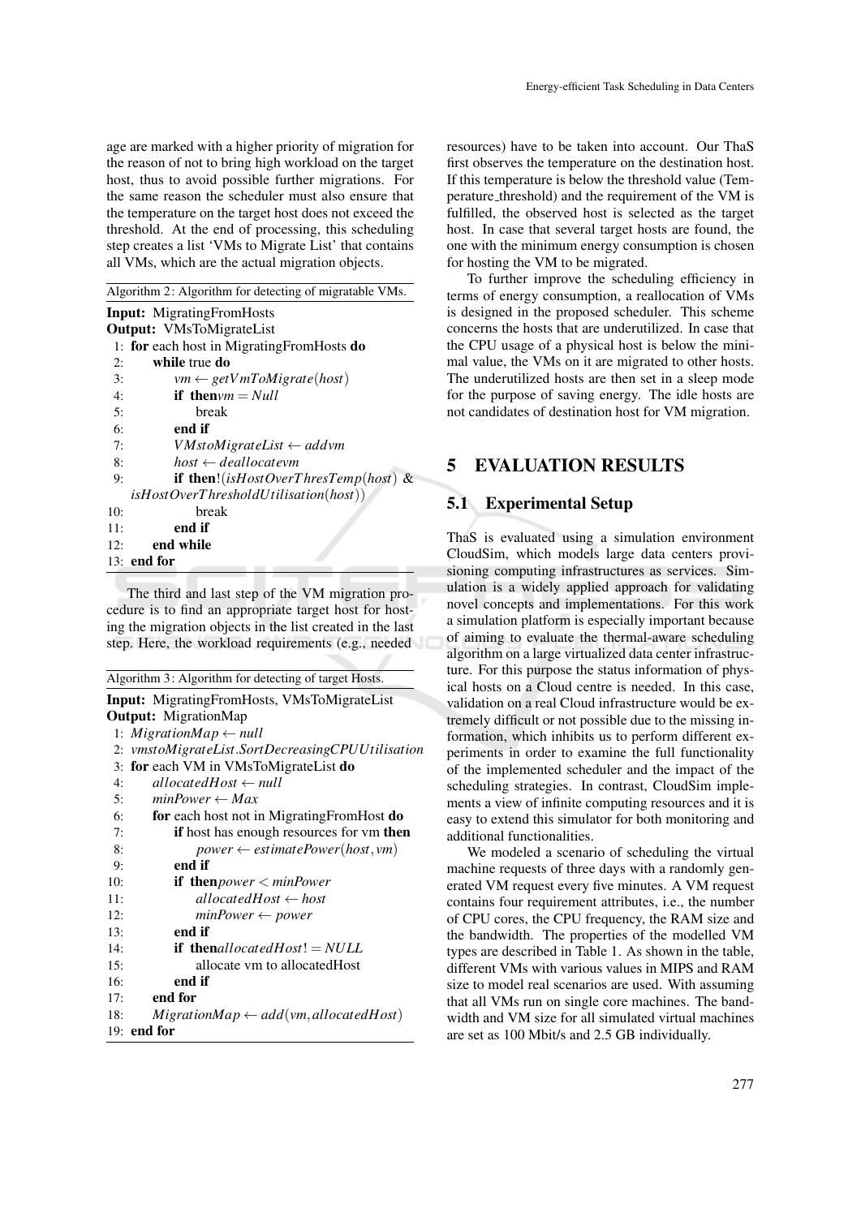age are marked with a higher priority of migration for the reason of not to bring high workload on the target host, thus to avoid possible further migrations. For the same reason the scheduler must also ensure that the temperature on the target host does not exceed the threshold. At the end of processing, this scheduling step creates a list 'VMs to Migrate List' that contains all VMs, which are the actual migration objects.

Algorithm 2: Algorithm for detecting of migratable VMs.

```
Input: MigratingFromHosts
Output: VMsToMigrateList
 1: for each host in MigratingFromHosts do
 2:     while true do
 3:         vm ← getVmToMigrate(host)
 4:         if then vm = Null
 5:             break
 6:         end if
 7:         VMstoMigrateList ← add vm
 8:         host ← deallocate vm
 9:         if then !(isHostOverThresTemp(host) &
            isHostOverThresholdUtilisation(host))
10:             break
11:         end if
12:     end while
13: end for
```

The third and last step of the VM migration procedure is to find an appropriate target host for hosting the migration objects in the list created in the last step. Here, the workload requirements (e.g., needed resources) have to be taken into account. Our ThaS first observes the temperature on the destination host. If this temperature is below the threshold value (Temperature_threshold) and the requirement of the VM is fulfilled, the observed host is selected as the target host. In case that several target hosts are found, the one with the minimum energy consumption is chosen for hosting the VM to be migrated.

Algorithm 3: Algorithm for detecting of target Hosts.

```
Input: MigratingFromHosts, VMsToMigrateList
Output: MigrationMap
 1: MigrationMap ← null
 2: vmstoMigrateList.SortDecreasingCPUUtilisation
 3: for each VM in VMsToMigrateList do
 4:     allocatedHost ← null
 5:     minPower ← Max
 6:     for each host not in MigratingFromHost do
 7:         if host has enough resources for vm then
 8:             power ← estimatePower(host, vm)
 9:         end if
10:         if then power < minPower
11:             allocatedHost ← host
12:             minPower ← power
13:         end if
14:         if then allocatedHost != NULL
15:             allocate vm to allocatedHost
16:         end if
17:     end for
18:     MigrationMap ← add(vm, allocatedHost)
19: end for
```

To further improve the scheduling efficiency in terms of energy consumption, a reallocation of VMs is designed in the proposed scheduler. This scheme concerns the hosts that are underutilized. In case that the CPU usage of a physical host is below the minimal value, the VMs on it are migrated to other hosts. The underutilized hosts are then set in a sleep mode for the purpose of saving energy. The idle hosts are not candidates of destination host for VM migration.

## 5 EVALUATION RESULTS

### 5.1 Experimental Setup

ThaS is evaluated using a simulation environment CloudSim, which models large data centers provisioning computing infrastructures as services. Simulation is a widely applied approach for validating novel concepts and implementations. For this work a simulation platform is especially important because of aiming to evaluate the thermal-aware scheduling algorithm on a large virtualized data center infrastructure. For this purpose the status information of physical hosts on a Cloud centre is needed. In this case, validation on a real Cloud infrastructure would be extremely difficult or not possible due to the missing information, which inhibits us to perform different experiments in order to examine the full functionality of the implemented scheduler and the impact of the scheduling strategies. In contrast, CloudSim implements a view of infinite computing resources and it is easy to extend this simulator for both monitoring and additional functionalities.

We modeled a scenario of scheduling the virtual machine requests of three days with a randomly generated VM request every five minutes. A VM request contains four requirement attributes, i.e., the number of CPU cores, the CPU frequency, the RAM size and the bandwidth. The properties of the modelled VM types are described in Table 1. As shown in the table, different VMs with various values in MIPS and RAM size to model real scenarios are used. With assuming that all VMs run on single core machines. The bandwidth and VM size for all simulated virtual machines are set as 100 Mbit/s and 2.5 GB individually.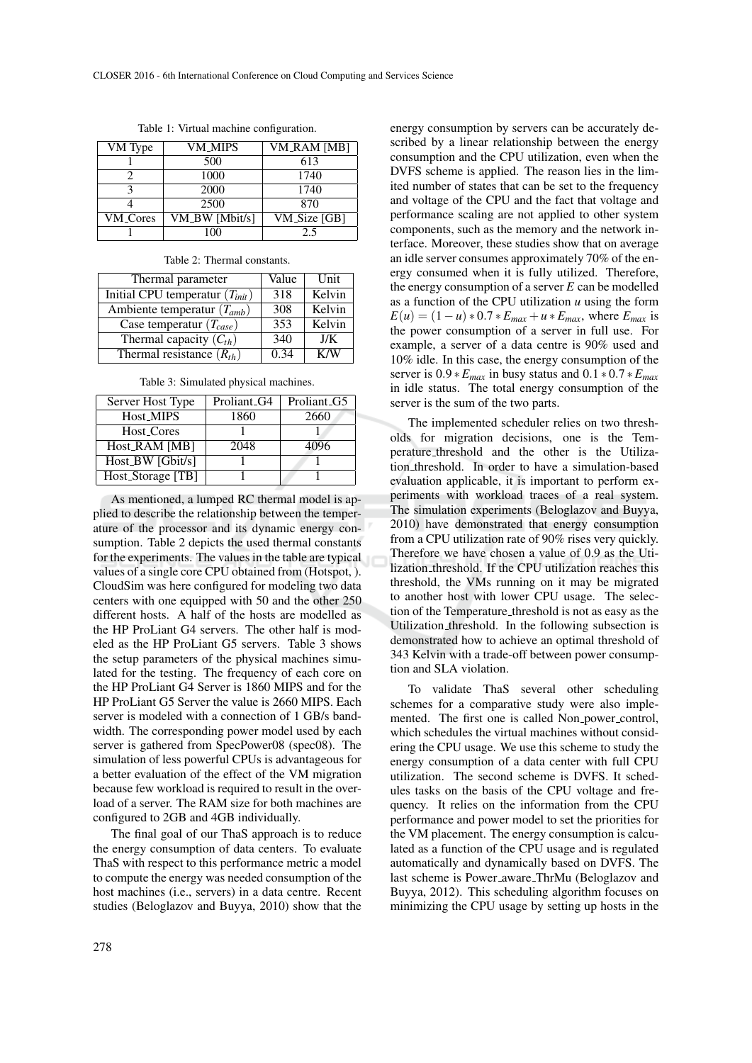Table 1: Virtual machine configuration.

| VM Type | VM_MIPS | VM_RAM [MB] |
|---|---|---|
| 1 | 500 | 613 |
| 2 | 1000 | 1740 |
| 3 | 2000 | 1740 |
| 4 | 2500 | 870 |
| VM_Cores | VM_BW [Mbit/s] | VM_Size [GB] |
| 1 | 100 | 2.5 |

Table 2: Thermal constants.

| Thermal parameter | Value | Unit |
|---|---|---|
| Initial CPU temperatur ($T_{init}$) | 318 | Kelvin |
| Ambiente temperatur ($T_{amb}$) | 308 | Kelvin |
| Case temperatur ($T_{case}$) | 353 | Kelvin |
| Thermal capacity ($C_{th}$) | 340 | J/K |
| Thermal resistance ($R_{th}$) | 0.34 | K/W |

Table 3: Simulated physical machines.

| Server Host Type | Proliant_G4 | Proliant_G5 |
|---|---|---|
| Host_MIPS | 1860 | 2660 |
| Host_Cores | 1 | 1 |
| Host_RAM [MB] | 2048 | 4096 |
| Host_BW [Gbit/s] | 1 | 1 |
| Host_Storage [TB] | 1 | 1 |

As mentioned, a lumped RC thermal model is applied to describe the relationship between the temperature of the processor and its dynamic energy consumption. Table 2 depicts the used thermal constants for the experiments. The values in the table are typical values of a single core CPU obtained from (Hotspot, ). CloudSim was here configured for modeling two data centers with one equipped with 50 and the other 250 different hosts. A half of the hosts are modelled as the HP ProLiant G4 servers. The other half is modeled as the HP ProLiant G5 servers. Table 3 shows the setup parameters of the physical machines simulated for the testing. The frequency of each core on the HP ProLiant G4 Server is 1860 MIPS and for the HP ProLiant G5 Server the value is 2660 MIPS. Each server is modeled with a connection of 1 GB/s bandwidth. The corresponding power model used by each server is gathered from SpecPower08 (spec08). The simulation of less powerful CPUs is advantageous for a better evaluation of the effect of the VM migration because few workload is required to result in the overload of a server. The RAM size for both machines are configured to 2GB and 4GB individually.

The final goal of our ThaS approach is to reduce the energy consumption of data centers. To evaluate ThaS with respect to this performance metric a model to compute the energy was needed consumption of the host machines (i.e., servers) in a data centre. Recent studies (Beloglazov and Buyya, 2010) show that the energy consumption by servers can be accurately described by a linear relationship between the energy consumption and the CPU utilization, even when the DVFS scheme is applied. The reason lies in the limited number of states that can be set to the frequency and voltage of the CPU and the fact that voltage and performance scaling are not applied to other system components, such as the memory and the network interface. Moreover, these studies show that on average an idle server consumes approximately 70% of the energy consumed when it is fully utilized. Therefore, the energy consumption of a server $E$ can be modelled as a function of the CPU utilization $u$ using the form $E(u) = (1-u) * 0.7 * E_{max} + u * E_{max}$, where $E_{max}$ is the power consumption of a server in full use. For example, a server of a data centre is 90% used and 10% idle. In this case, the energy consumption of the server is $0.9 * E_{max}$ in busy status and $0.1 * 0.7 * E_{max}$ in idle status. The total energy consumption of the server is the sum of the two parts.

The implemented scheduler relies on two thresholds for migration decisions, one is the Temperature_threshold and the other is the Utilization_threshold. In order to have a simulation-based evaluation applicable, it is important to perform experiments with workload traces of a real system. The simulation experiments (Beloglazov and Buyya, 2010) have demonstrated that energy consumption from a CPU utilization rate of 90% rises very quickly. Therefore we have chosen a value of 0.9 as the Utilization_threshold. If the CPU utilization reaches this threshold, the VMs running on it may be migrated to another host with lower CPU usage. The selection of the Temperature_threshold is not as easy as the Utilization_threshold. In the following subsection is demonstrated how to achieve an optimal threshold of 343 Kelvin with a trade-off between power consumption and SLA violation.

To validate ThaS several other scheduling schemes for a comparative study were also implemented. The first one is called Non_power_control, which schedules the virtual machines without considering the CPU usage. We use this scheme to study the energy consumption of a data center with full CPU utilization. The second scheme is DVFS. It schedules tasks on the basis of the CPU voltage and frequency. It relies on the information from the CPU performance and power model to set the priorities for the VM placement. The energy consumption is calculated as a function of the CPU usage and is regulated automatically and dynamically based on DVFS. The last scheme is Power_aware_ThrMu (Beloglazov and Buyya, 2012). This scheduling algorithm focuses on minimizing the CPU usage by setting up hosts in the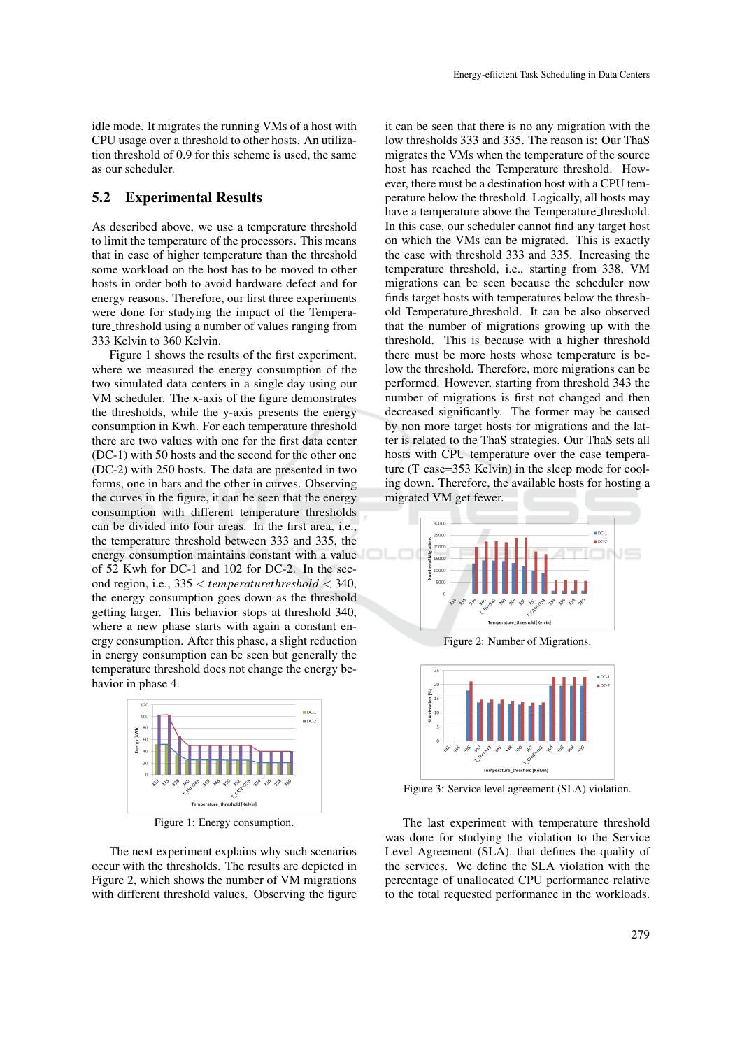idle mode. It migrates the running VMs of a host with CPU usage over a threshold to other hosts. An utilization threshold of 0.9 for this scheme is used, the same as our scheduler.

## 5.2 Experimental Results

As described above, we use a temperature threshold to limit the temperature of the processors. This means that in case of higher temperature than the threshold some workload on the host has to be moved to other hosts in order both to avoid hardware defect and for energy reasons. Therefore, our first three experiments were done for studying the impact of the Temperature_threshold using a number of values ranging from 333 Kelvin to 360 Kelvin.

Figure 1 shows the results of the first experiment, where we measured the energy consumption of the two simulated data centers in a single day using our VM scheduler. The x-axis of the figure demonstrates the thresholds, while the y-axis presents the energy consumption in Kwh. For each temperature threshold there are two values with one for the first data center (DC-1) with 50 hosts and the second for the other one (DC-2) with 250 hosts. The data are presented in two forms, one in bars and the other in curves. Observing the curves in the figure, it can be seen that the energy consumption with different temperature thresholds can be divided into four areas. In the first area, i.e., the temperature threshold between 333 and 335, the energy consumption maintains constant with a value of 52 Kwh for DC-1 and 102 for DC-2. In the second region, i.e., $335 < temperaturethreshold < 340$, the energy consumption goes down as the threshold getting larger. This behavior stops at threshold 340, where a new phase starts with again a constant energy consumption. After this phase, a slight reduction in energy consumption can be seen but generally the temperature threshold does not change the energy behavior in phase 4.

Figure 1: Energy consumption.

The next experiment explains why such scenarios occur with the thresholds. The results are depicted in Figure 2, which shows the number of VM migrations with different threshold values. Observing the figure it can be seen that there is no any migration with the low thresholds 333 and 335. The reason is: Our ThaS migrates the VMs when the temperature of the source host has reached the Temperature_threshold. However, there must be a destination host with a CPU temperature below the threshold. Logically, all hosts may have a temperature above the Temperature_threshold. In this case, our scheduler cannot find any target host on which the VMs can be migrated. This is exactly the case with threshold 333 and 335. Increasing the temperature threshold, i.e., starting from 338, VM migrations can be seen because the scheduler now finds target hosts with temperatures below the threshold Temperature_threshold. It can be also observed that the number of migrations growing up with the threshold. This is because with a higher threshold there must be more hosts whose temperature is below the threshold. Therefore, more migrations can be performed. However, starting from threshold 343 the number of migrations is first not changed and then decreased significantly. The former may be caused by non more target hosts for migrations and the latter is related to the ThaS strategies. Our ThaS sets all hosts with CPU temperature over the case temperature (T_case=353 Kelvin) in the sleep mode for cooling down. Therefore, the available hosts for hosting a migrated VM get fewer.

Figure 2: Number of Migrations.

Figure 3: Service level agreement (SLA) violation.

The last experiment with temperature threshold was done for studying the violation to the Service Level Agreement (SLA). that defines the quality of the services. We define the SLA violation with the percentage of unallocated CPU performance relative to the total requested performance in the workloads.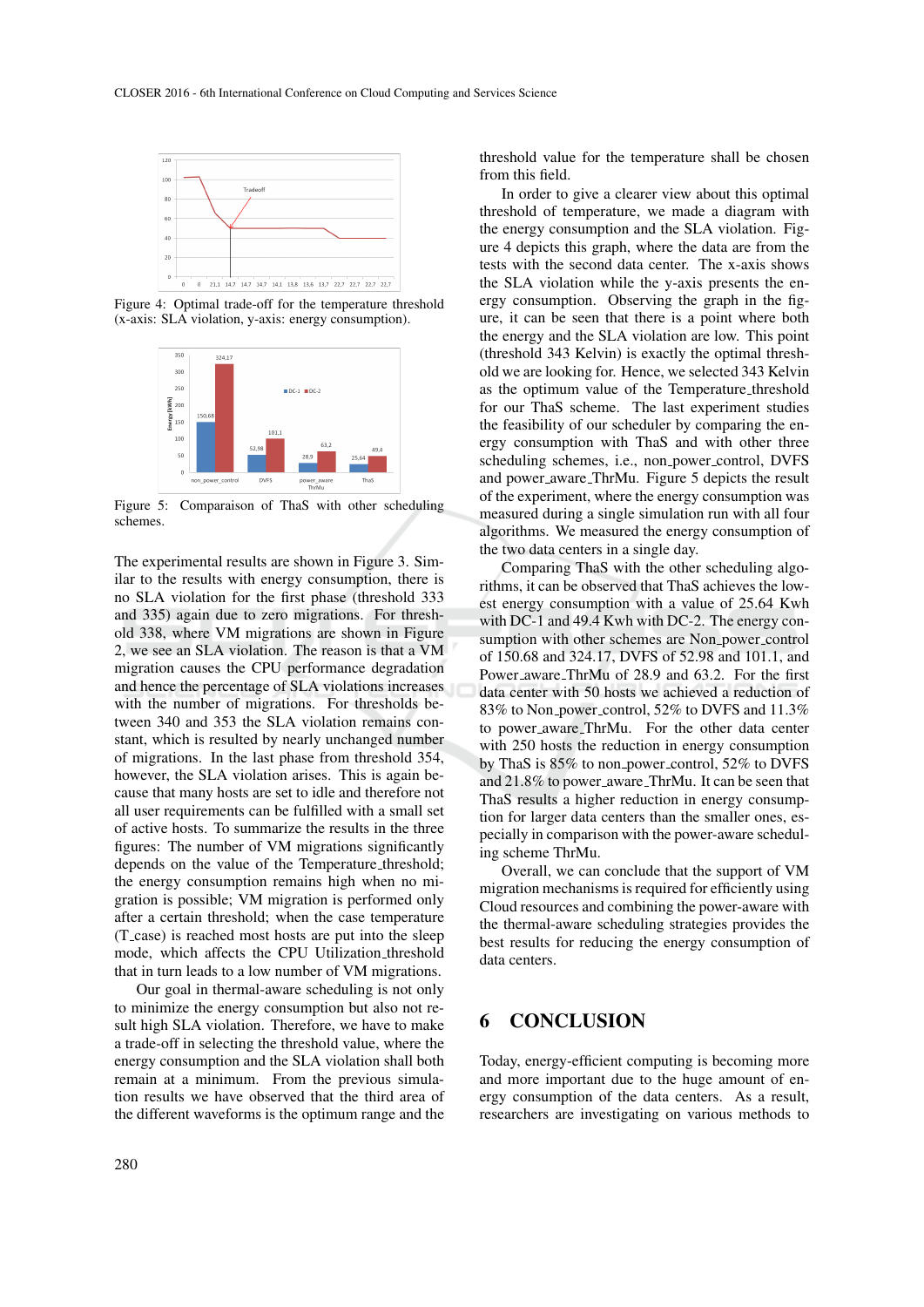Figure 4: Optimal trade-off for the temperature threshold (x-axis: SLA violation, y-axis: energy consumption).

Figure 5: Comparaison of ThaS with other scheduling schemes.

The experimental results are shown in Figure 3. Similar to the results with energy consumption, there is no SLA violation for the first phase (threshold 333 and 335) again due to zero migrations. For threshold 338, where VM migrations are shown in Figure 2, we see an SLA violation. The reason is that a VM migration causes the CPU performance degradation and hence the percentage of SLA violations increases with the number of migrations. For thresholds between 340 and 353 the SLA violation remains constant, which is resulted by nearly unchanged number of migrations. In the last phase from threshold 354, however, the SLA violation arises. This is again because that many hosts are set to idle and therefore not all user requirements can be fulfilled with a small set of active hosts. To summarize the results in the three figures: The number of VM migrations significantly depends on the value of the Temperature_threshold; the energy consumption remains high when no migration is possible; VM migration is performed only after a certain threshold; when the case temperature (T_case) is reached most hosts are put into the sleep mode, which affects the CPU Utilization_threshold that in turn leads to a low number of VM migrations.

Our goal in thermal-aware scheduling is not only to minimize the energy consumption but also not result high SLA violation. Therefore, we have to make a trade-off in selecting the threshold value, where the energy consumption and the SLA violation shall both remain at a minimum. From the previous simulation results we have observed that the third area of the different waveforms is the optimum range and the threshold value for the temperature shall be chosen from this field.

In order to give a clearer view about this optimal threshold of temperature, we made a diagram with the energy consumption and the SLA violation. Figure 4 depicts this graph, where the data are from the tests with the second data center. The x-axis shows the SLA violation while the y-axis presents the energy consumption. Observing the graph in the figure, it can be seen that there is a point where both the energy and the SLA violation are low. This point (threshold 343 Kelvin) is exactly the optimal threshold we are looking for. Hence, we selected 343 Kelvin as the optimum value of the Temperature_threshold for our ThaS scheme. The last experiment studies the feasibility of our scheduler by comparing the energy consumption with ThaS and with other three scheduling schemes, i.e., non_power_control, DVFS and power_aware_ThrMu. Figure 5 depicts the result of the experiment, where the energy consumption was measured during a single simulation run with all four algorithms. We measured the energy consumption of the two data centers in a single day.

Comparing ThaS with the other scheduling algorithms, it can be observed that ThaS achieves the lowest energy consumption with a value of 25.64 Kwh with DC-1 and 49.4 Kwh with DC-2. The energy consumption with other schemes are Non_power_control of 150.68 and 324.17, DVFS of 52.98 and 101.1, and Power_aware_ThrMu of 28.9 and 63.2. For the first data center with 50 hosts we achieved a reduction of 83% to Non_power_control, 52% to DVFS and 11.3% to power_aware_ThrMu. For the other data center with 250 hosts the reduction in energy consumption by ThaS is 85% to non_power_control, 52% to DVFS and 21.8% to power_aware_ThrMu. It can be seen that ThaS results a higher reduction in energy consumption for larger data centers than the smaller ones, especially in comparison with the power-aware scheduling scheme ThrMu.

Overall, we can conclude that the support of VM migration mechanisms is required for efficiently using Cloud resources and combining the power-aware with the thermal-aware scheduling strategies provides the best results for reducing the energy consumption of data centers.

## 6 CONCLUSION

Today, energy-efficient computing is becoming more and more important due to the huge amount of energy consumption of the data centers. As a result, researchers are investigating on various methods to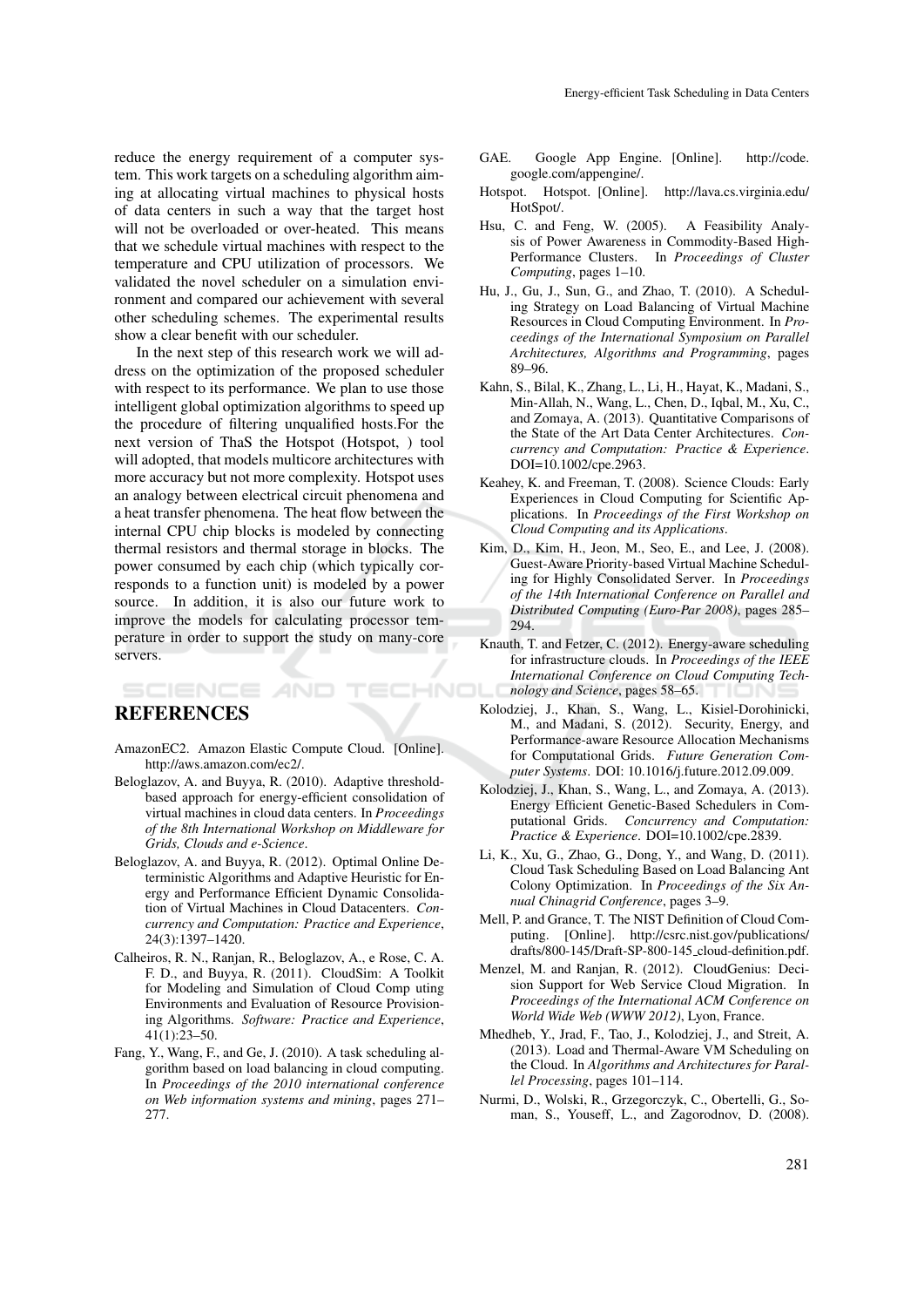reduce the energy requirement of a computer system. This work targets on a scheduling algorithm aiming at allocating virtual machines to physical hosts of data centers in such a way that the target host will not be overloaded or over-heated. This means that we schedule virtual machines with respect to the temperature and CPU utilization of processors. We validated the novel scheduler on a simulation environment and compared our achievement with several other scheduling schemes. The experimental results show a clear benefit with our scheduler.

In the next step of this research work we will address on the optimization of the proposed scheduler with respect to its performance. We plan to use those intelligent global optimization algorithms to speed up the procedure of filtering unqualified hosts.For the next version of ThaS the Hotspot (Hotspot, ) tool will adopted, that models multicore architectures with more accuracy but not more complexity. Hotspot uses an analogy between electrical circuit phenomena and a heat transfer phenomena. The heat flow between the internal CPU chip blocks is modeled by connecting thermal resistors and thermal storage in blocks. The power consumed by each chip (which typically corresponds to a function unit) is modeled by a power source. In addition, it is also our future work to improve the models for calculating processor temperature in order to support the study on many-core servers.

## REFERENCES

AmazonEC2. Amazon Elastic Compute Cloud. [Online]. http://aws.amazon.com/ec2/.

Beloglazov, A. and Buyya, R. (2010). Adaptive threshold-based approach for energy-efficient consolidation of virtual machines in cloud data centers. In *Proceedings of the 8th International Workshop on Middleware for Grids, Clouds and e-Science*.

Beloglazov, A. and Buyya, R. (2012). Optimal Online Deterministic Algorithms and Adaptive Heuristic for Energy and Performance Efficient Dynamic Consolidation of Virtual Machines in Cloud Datacenters. *Concurrency and Computation: Practice and Experience*, 24(3):1397–1420.

Calheiros, R. N., Ranjan, R., Beloglazov, A., e Rose, C. A. F. D., and Buyya, R. (2011). CloudSim: A Toolkit for Modeling and Simulation of Cloud Comp uting Environments and Evaluation of Resource Provisioning Algorithms. *Software: Practice and Experience*, 41(1):23–50.

Fang, Y., Wang, F., and Ge, J. (2010). A task scheduling algorithm based on load balancing in cloud computing. In *Proceedings of the 2010 international conference on Web information systems and mining*, pages 271–277.

GAE. Google App Engine. [Online]. http://code.google.com/appengine/.

Hotspot. Hotspot. [Online]. http://lava.cs.virginia.edu/HotSpot/.

Hsu, C. and Feng, W. (2005). A Feasibility Analysis of Power Awareness in Commodity-Based High-Performance Clusters. In *Proceedings of Cluster Computing*, pages 1–10.

Hu, J., Gu, J., Sun, G., and Zhao, T. (2010). A Scheduling Strategy on Load Balancing of Virtual Machine Resources in Cloud Computing Environment. In *Proceedings of the International Symposium on Parallel Architectures, Algorithms and Programming*, pages 89–96.

Kahn, S., Bilal, K., Zhang, L., Li, H., Hayat, K., Madani, S., Min-Allah, N., Wang, L., Chen, D., Iqbal, M., Xu, C., and Zomaya, A. (2013). Quantitative Comparisons of the State of the Art Data Center Architectures. *Concurrency and Computation: Practice & Experience*. DOI=10.1002/cpe.2963.

Keahey, K. and Freeman, T. (2008). Science Clouds: Early Experiences in Cloud Computing for Scientific Applications. In *Proceedings of the First Workshop on Cloud Computing and its Applications*.

Kim, D., Kim, H., Jeon, M., Seo, E., and Lee, J. (2008). Guest-Aware Priority-based Virtual Machine Scheduling for Highly Consolidated Server. In *Proceedings of the 14th International Conference on Parallel and Distributed Computing (Euro-Par 2008)*, pages 285–294.

Knauth, T. and Fetzer, C. (2012). Energy-aware scheduling for infrastructure clouds. In *Proceedings of the IEEE International Conference on Cloud Computing Technology and Science*, pages 58–65.

Kolodziej, J., Khan, S., Wang, L., Kisiel-Dorohinicki, M., and Madani, S. (2012). Security, Energy, and Performance-aware Resource Allocation Mechanisms for Computational Grids. *Future Generation Computer Systems*. DOI: 10.1016/j.future.2012.09.009.

Kolodziej, J., Khan, S., Wang, L., and Zomaya, A. (2013). Energy Efficient Genetic-Based Schedulers in Computational Grids. *Concurrency and Computation: Practice & Experience*. DOI=10.1002/cpe.2839.

Li, K., Xu, G., Zhao, G., Dong, Y., and Wang, D. (2011). Cloud Task Scheduling Based on Load Balancing Ant Colony Optimization. In *Proceedings of the Six Annual Chinagrid Conference*, pages 3–9.

Mell, P. and Grance, T. The NIST Definition of Cloud Computing. [Online]. http://csrc.nist.gov/publications/drafts/800-145/Draft-SP-800-145_cloud-definition.pdf.

Menzel, M. and Ranjan, R. (2012). CloudGenius: Decision Support for Web Service Cloud Migration. In *Proceedings of the International ACM Conference on World Wide Web (WWW 2012)*, Lyon, France.

Mhedheb, Y., Jrad, F., Tao, J., Kolodziej, J., and Streit, A. (2013). Load and Thermal-Aware VM Scheduling on the Cloud. In *Algorithms and Architectures for Parallel Processing*, pages 101–114.

Nurmi, D., Wolski, R., Grzegorczyk, C., Obertelli, G., Soman, S., Youseff, L., and Zagorodnov, D. (2008).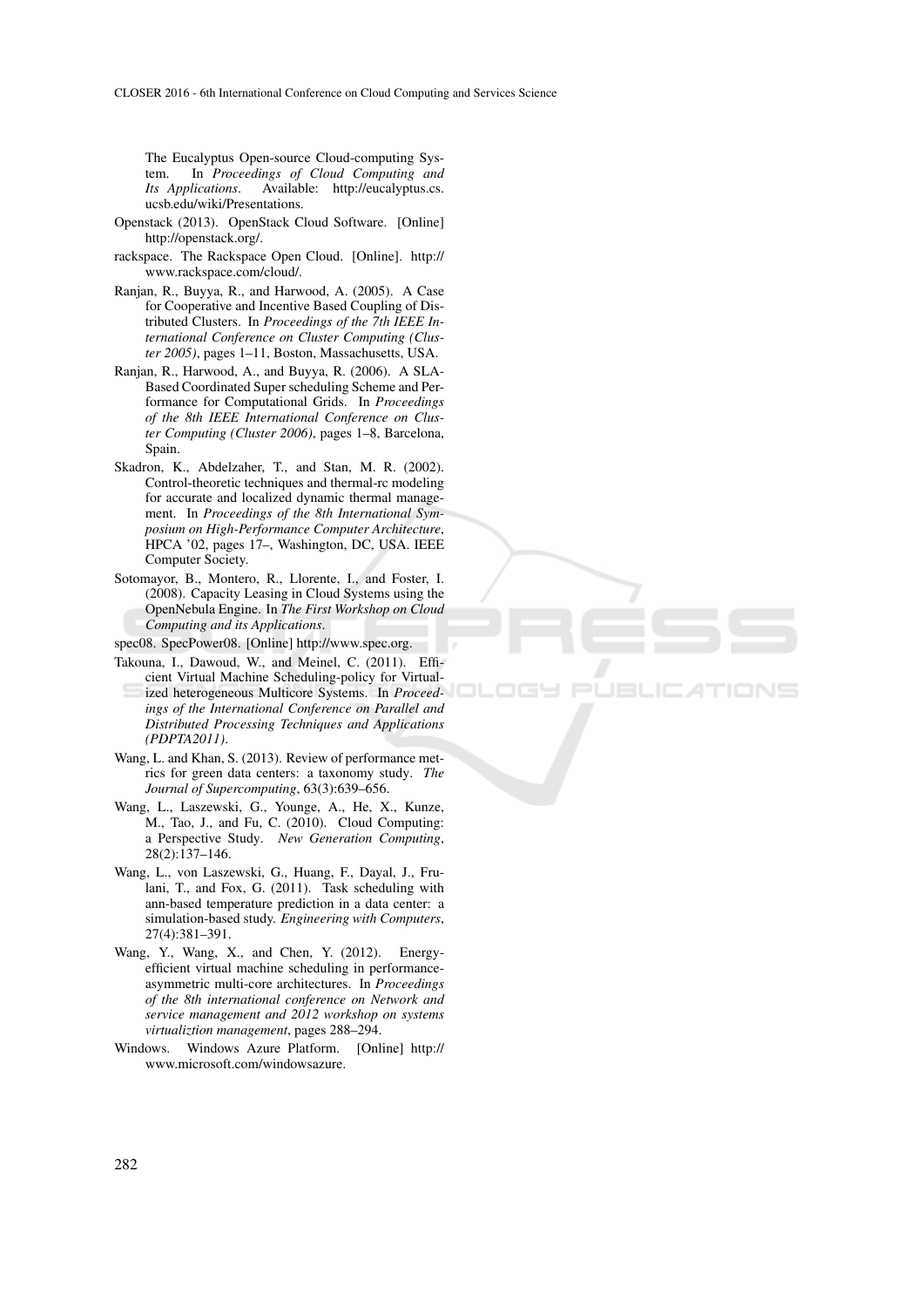The Eucalyptus Open-source Cloud-computing System. In *Proceedings of Cloud Computing and Its Applications*. Available: http://eucalyptus.cs.ucsb.edu/wiki/Presentations.

Openstack (2013). OpenStack Cloud Software. [Online] http://openstack.org/.

rackspace. The Rackspace Open Cloud. [Online]. http://www.rackspace.com/cloud/.

Ranjan, R., Buyya, R., and Harwood, A. (2005). A Case for Cooperative and Incentive Based Coupling of Distributed Clusters. In *Proceedings of the 7th IEEE International Conference on Cluster Computing (Cluster 2005)*, pages 1–11, Boston, Massachusetts, USA.

Ranjan, R., Harwood, A., and Buyya, R. (2006). A SLA-Based Coordinated Super scheduling Scheme and Performance for Computational Grids. In *Proceedings of the 8th IEEE International Conference on Cluster Computing (Cluster 2006)*, pages 1–8, Barcelona, Spain.

Skadron, K., Abdelzaher, T., and Stan, M. R. (2002). Control-theoretic techniques and thermal-rc modeling for accurate and localized dynamic thermal management. In *Proceedings of the 8th International Symposium on High-Performance Computer Architecture*, HPCA '02, pages 17–, Washington, DC, USA. IEEE Computer Society.

Sotomayor, B., Montero, R., Llorente, I., and Foster, I. (2008). Capacity Leasing in Cloud Systems using the OpenNebula Engine. In *The First Workshop on Cloud Computing and its Applications*.

spec08. SpecPower08. [Online] http://www.spec.org.

Takouna, I., Dawoud, W., and Meinel, C. (2011). Efficient Virtual Machine Scheduling-policy for Virtualized heterogeneous Multicore Systems. In *Proceedings of the International Conference on Parallel and Distributed Processing Techniques and Applications (PDPTA2011)*.

Wang, L. and Khan, S. (2013). Review of performance metrics for green data centers: a taxonomy study. *The Journal of Supercomputing*, 63(3):639–656.

Wang, L., Laszewski, G., Younge, A., He, X., Kunze, M., Tao, J., and Fu, C. (2010). Cloud Computing: a Perspective Study. *New Generation Computing*, 28(2):137–146.

Wang, L., von Laszewski, G., Huang, F., Dayal, J., Frulani, T., and Fox, G. (2011). Task scheduling with ann-based temperature prediction in a data center: a simulation-based study. *Engineering with Computers*, 27(4):381–391.

Wang, Y., Wang, X., and Chen, Y. (2012). Energy-efficient virtual machine scheduling in performance-asymmetric multi-core architectures. In *Proceedings of the 8th international conference on Network and service management and 2012 workshop on systems virtualiztion management*, pages 288–294.

Windows. Windows Azure Platform. [Online] http://www.microsoft.com/windowsazure.